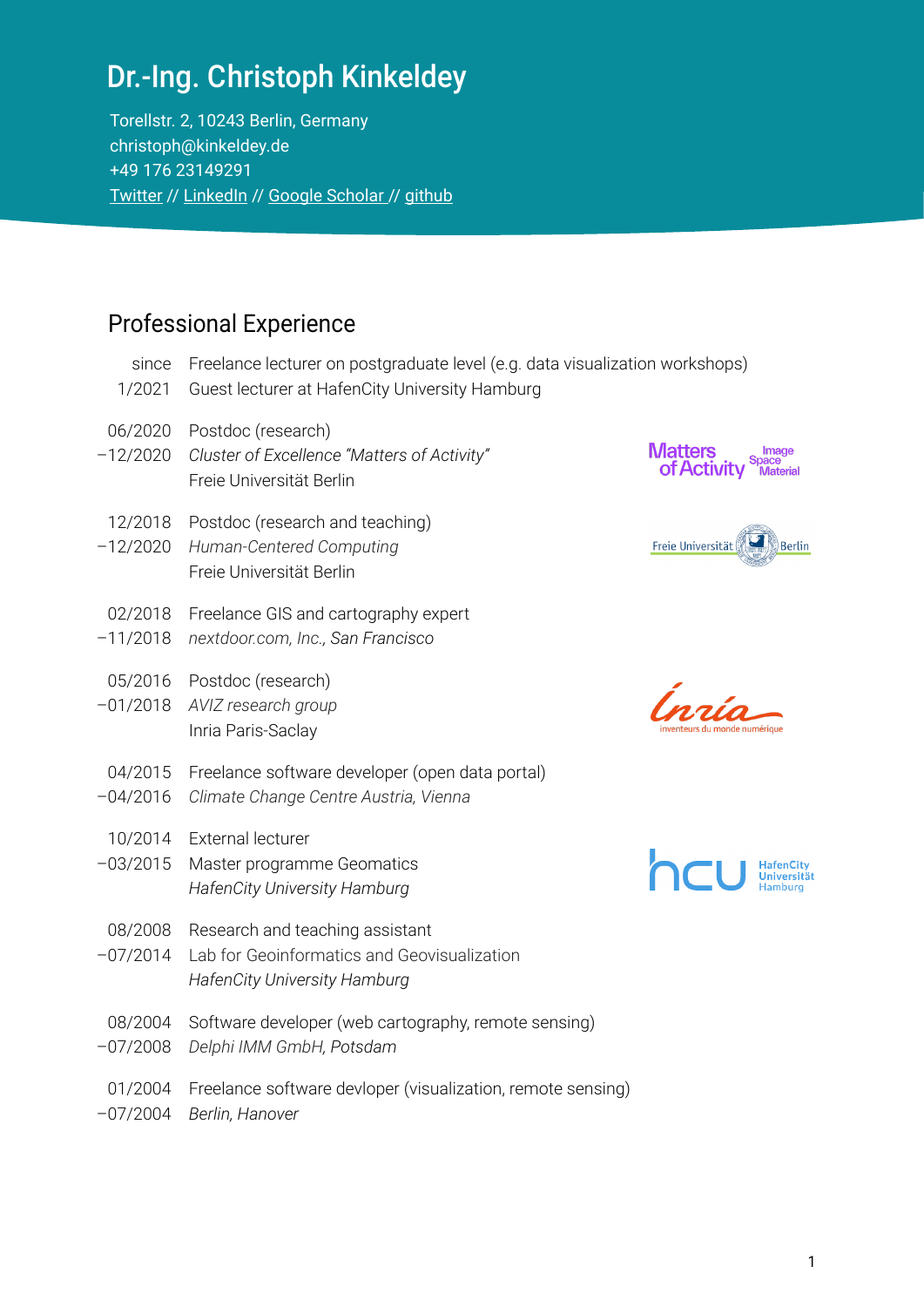# Dr.-Ing. Christoph Kinkeldey

Torellstr. 2, 10243 Berlin, Germany
christoph@kinkeldey.de
+49 176 23149291
Twitter // LinkedIn // Google Scholar // github

## Professional Experience

since 1/2021
: Freelance lecturer on postgraduate level (e.g. data visualization workshops)
: Guest lecturer at HafenCity University Hamburg

06/2020 –12/2020
: Postdoc (research)
: *Cluster of Excellence "Matters of Activity"*
: Freie Universität Berlin

12/2018 –12/2020
: Postdoc (research and teaching)
: *Human-Centered Computing*
: Freie Universität Berlin

02/2018 –11/2018
: Freelance GIS and cartography expert
: *nextdoor.com, Inc., San Francisco*

05/2016 –01/2018
: Postdoc (research)
: *AVIZ research group*
: Inria Paris-Saclay

04/2015 –04/2016
: Freelance software developer (open data portal)
: *Climate Change Centre Austria, Vienna*

10/2014 –03/2015
: External lecturer
: Master programme Geomatics
: *HafenCity University Hamburg*

08/2008 –07/2014
: Research and teaching assistant
: Lab for Geoinformatics and Geovisualization
: *HafenCity University Hamburg*

08/2004 –07/2008
: Software developer (web cartography, remote sensing)
: *Delphi IMM GmbH, Potsdam*

01/2004 –07/2004
: Freelance software devloper (visualization, remote sensing)
: *Berlin, Hanover*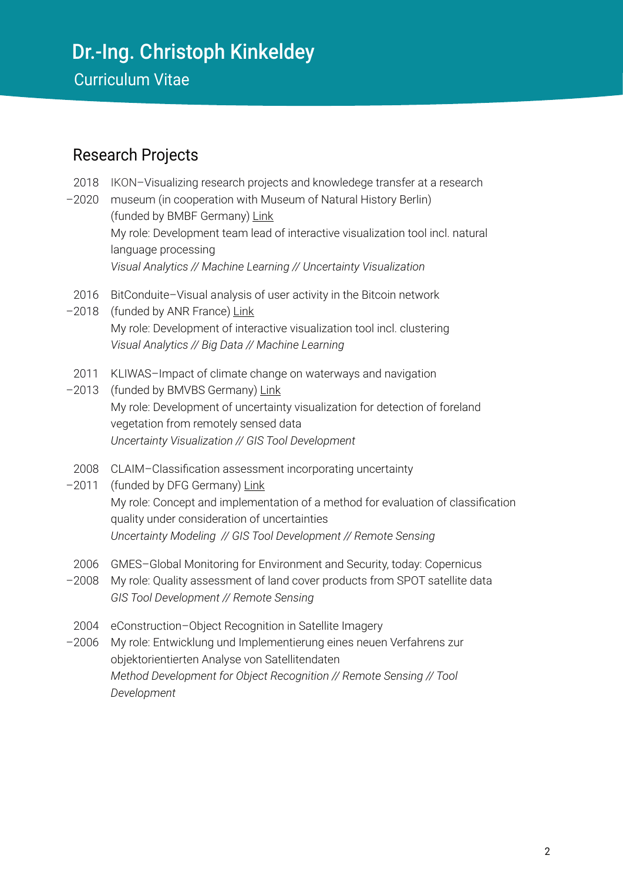# Dr.-Ing. Christoph Kinkeldey

Curriculum Vitae

## Research Projects

**2018–2020** IKON–Visualizing research projects and knowledege transfer at a research museum (in cooperation with Museum of Natural History Berlin)
(funded by BMBF Germany) Link
My role: Development team lead of interactive visualization tool incl. natural language processing
*Visual Analytics // Machine Learning // Uncertainty Visualization*

**2016–2018** BitConduite–Visual analysis of user activity in the Bitcoin network
(funded by ANR France) Link
My role: Development of interactive visualization tool incl. clustering
*Visual Analytics // Big Data // Machine Learning*

**2011–2013** KLIWAS–Impact of climate change on waterways and navigation
(funded by BMVBS Germany) Link
My role: Development of uncertainty visualization for detection of foreland vegetation from remotely sensed data
*Uncertainty Visualization // GIS Tool Development*

**2008–2011** CLAIM–Classification assessment incorporating uncertainty
(funded by DFG Germany) Link
My role: Concept and implementation of a method for evaluation of classification quality under consideration of uncertainties
*Uncertainty Modeling // GIS Tool Development // Remote Sensing*

**2006–2008** GMES–Global Monitoring for Environment and Security, today: Copernicus
My role: Quality assessment of land cover products from SPOT satellite data
*GIS Tool Development // Remote Sensing*

**2004–2006** eConstruction–Object Recognition in Satellite Imagery
My role: Entwicklung und Implementierung eines neuen Verfahrens zur objektorientierten Analyse von Satellitendaten
*Method Development for Object Recognition // Remote Sensing // Tool Development*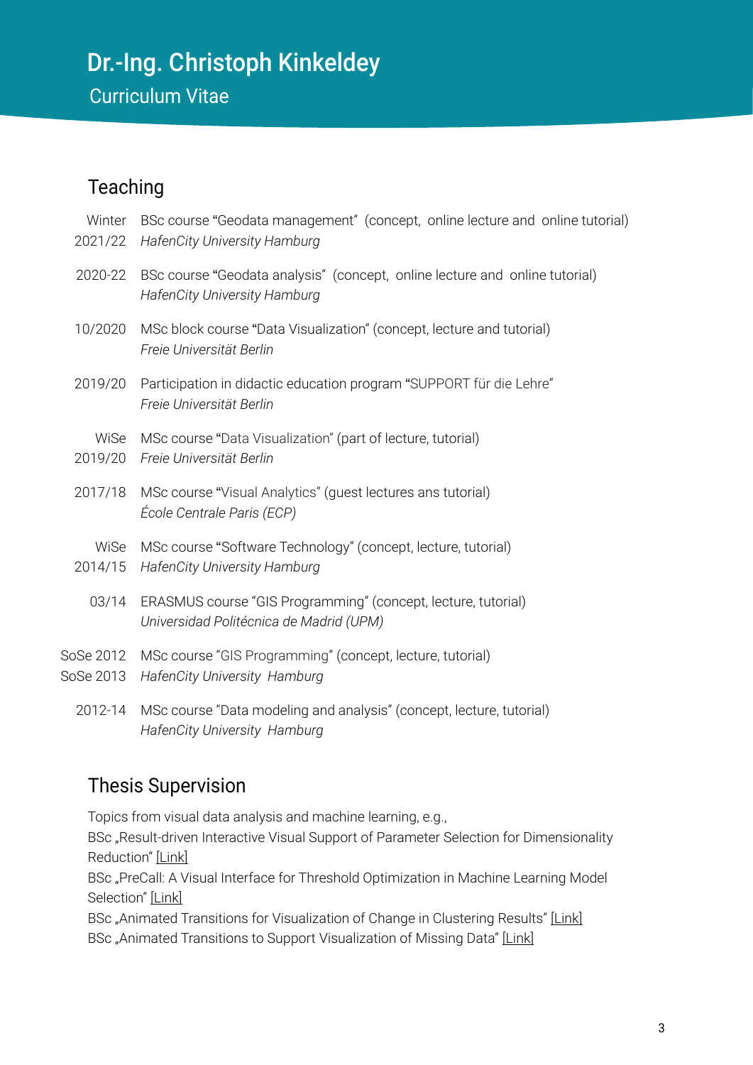# Dr.-Ing. Christoph Kinkeldey

Curriculum Vitae

## Teaching

| | |
|---|---|
| Winter 2021/22 | BSc course "Geodata management" (concept, online lecture and online tutorial)<br>*HafenCity University Hamburg* |
| 2020-22 | BSc course "Geodata analysis" (concept, online lecture and online tutorial)<br>*HafenCity University Hamburg* |
| 10/2020 | MSc block course "Data Visualization" (concept, lecture and tutorial)<br>*Freie Universität Berlin* |
| 2019/20 | Participation in didactic education program "SUPPORT für die Lehre"<br>*Freie Universität Berlin* |
| WiSe 2019/20 | MSc course "Data Visualization" (part of lecture, tutorial)<br>*Freie Universität Berlin* |
| 2017/18 | MSc course "Visual Analytics" (guest lectures ans tutorial)<br>*École Centrale Paris (ECP)* |
| WiSe 2014/15 | MSc course "Software Technology" (concept, lecture, tutorial)<br>*HafenCity University Hamburg* |
| 03/14 | ERASMUS course "GIS Programming" (concept, lecture, tutorial)<br>*Universidad Politécnica de Madrid (UPM)* |
| SoSe 2012<br>SoSe 2013 | MSc course "GIS Programming" (concept, lecture, tutorial)<br>*HafenCity University Hamburg* |
| 2012-14 | MSc course "Data modeling and analysis" (concept, lecture, tutorial)<br>*HafenCity University Hamburg* |

## Thesis Supervision

Topics from visual data analysis and machine learning, e.g.,
BSc „Result-driven Interactive Visual Support of Parameter Selection for Dimensionality Reduction" [Link]
BSc „PreCall: A Visual Interface for Threshold Optimization in Machine Learning Model Selection" [Link]
BSc „Animated Transitions for Visualization of Change in Clustering Results" [Link]
BSc „Animated Transitions to Support Visualization of Missing Data" [Link]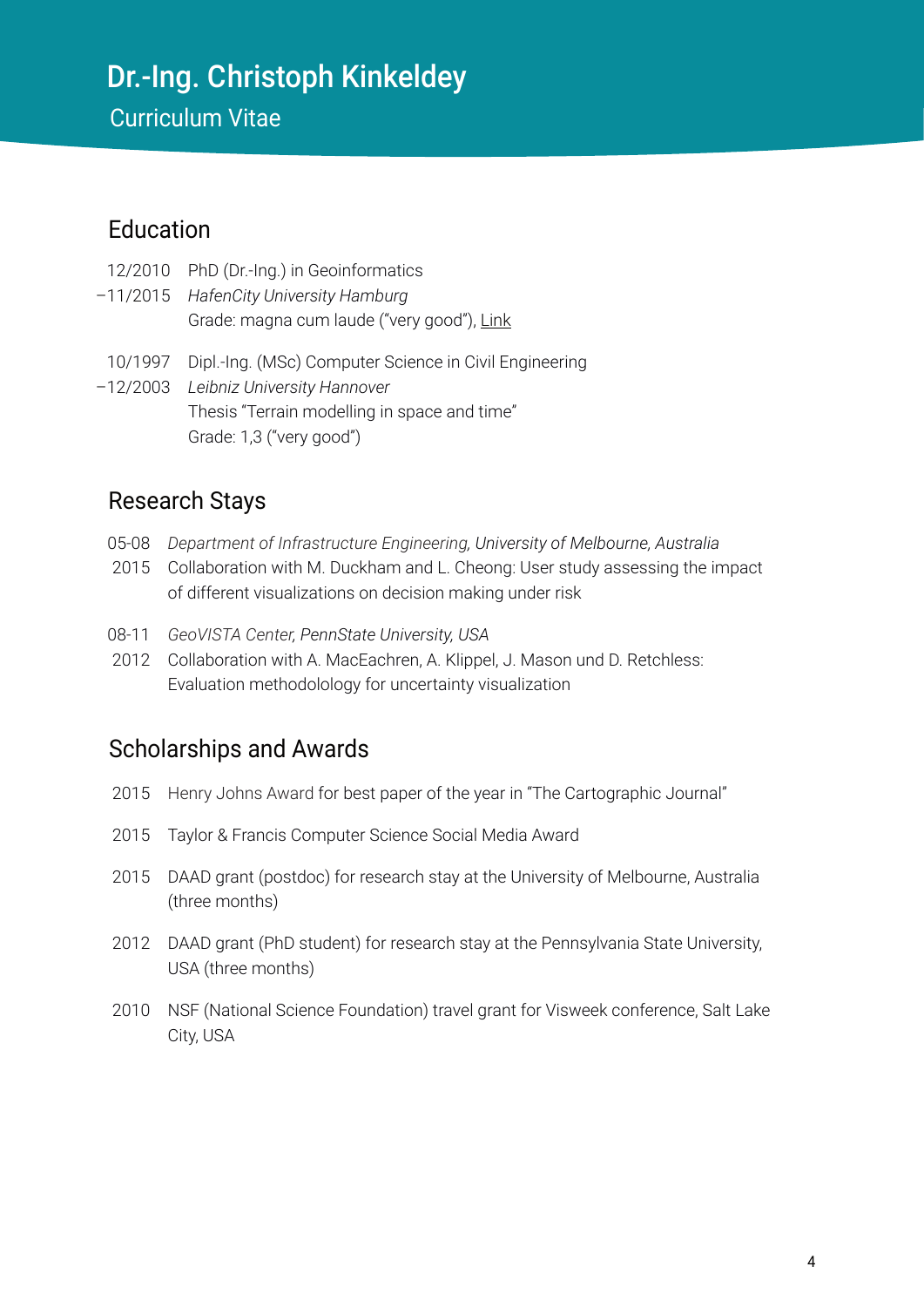# Dr.-Ing. Christoph Kinkeldey

Curriculum Vitae

## Education

12/2010 –11/2015 PhD (Dr.-Ing.) in Geoinformatics
*HafenCity University Hamburg*
Grade: magna cum laude ("very good"), Link

10/1997 –12/2003 Dipl.-Ing. (MSc) Computer Science in Civil Engineering
*Leibniz University Hannover*
Thesis "Terrain modelling in space and time"
Grade: 1,3 ("very good")

## Research Stays

05-08 2015 *Department of Infrastructure Engineering, University of Melbourne, Australia*
Collaboration with M. Duckham and L. Cheong: User study assessing the impact of different visualizations on decision making under risk

08-11 2012 *GeoVISTA Center, PennState University, USA*
Collaboration with A. MacEachren, A. Klippel, J. Mason und D. Retchless: Evaluation methodolology for uncertainty visualization

## Scholarships and Awards

2015 Henry Johns Award for best paper of the year in "The Cartographic Journal"

2015 Taylor & Francis Computer Science Social Media Award

2015 DAAD grant (postdoc) for research stay at the University of Melbourne, Australia (three months)

2012 DAAD grant (PhD student) for research stay at the Pennsylvania State University, USA (three months)

2010 NSF (National Science Foundation) travel grant for Visweek conference, Salt Lake City, USA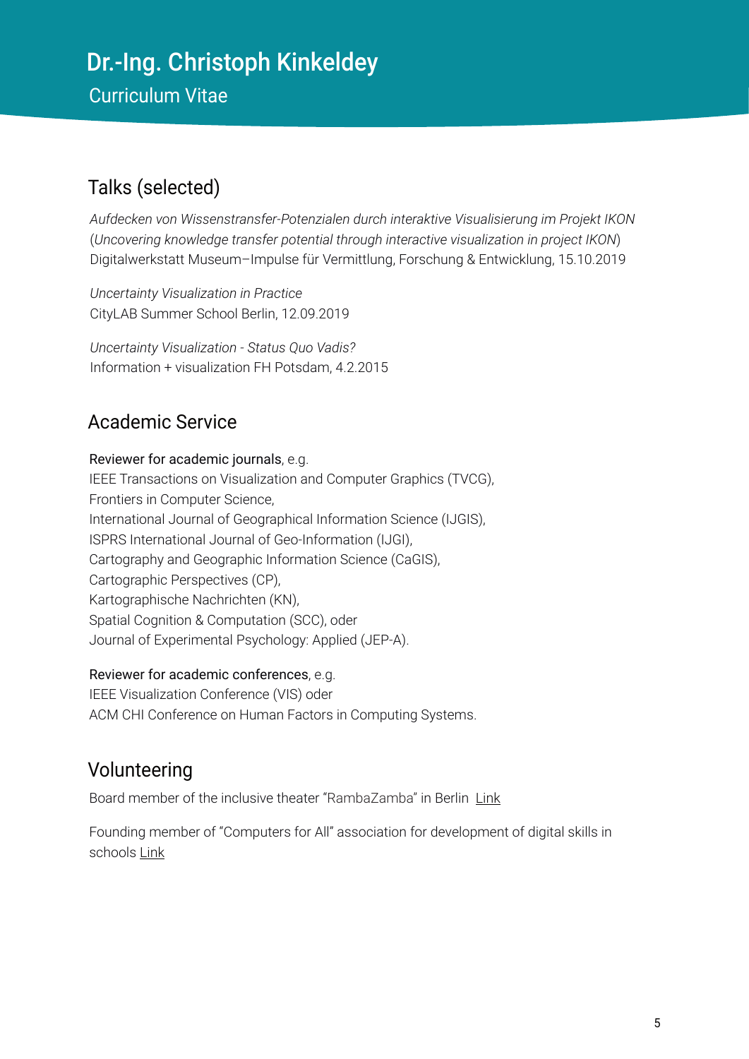# Dr.-Ing. Christoph Kinkeldey

Curriculum Vitae

## Talks (selected)

*Aufdecken von Wissenstransfer-Potenzialen durch interaktive Visualisierung im Projekt IKON*
(*Uncovering knowledge transfer potential through interactive visualization in project IKON*)
Digitalwerkstatt Museum–Impulse für Vermittlung, Forschung & Entwicklung, 15.10.2019

*Uncertainty Visualization in Practice*
CityLAB Summer School Berlin, 12.09.2019

*Uncertainty Visualization - Status Quo Vadis?*
Information + visualization FH Potsdam, 4.2.2015

## Academic Service

Reviewer for academic journals, e.g.
IEEE Transactions on Visualization and Computer Graphics (TVCG),
Frontiers in Computer Science,
International Journal of Geographical Information Science (IJGIS),
ISPRS International Journal of Geo-Information (IJGI),
Cartography and Geographic Information Science (CaGIS),
Cartographic Perspectives (CP),
Kartographische Nachrichten (KN),
Spatial Cognition & Computation (SCC), oder
Journal of Experimental Psychology: Applied (JEP-A).

Reviewer for academic conferences, e.g.
IEEE Visualization Conference (VIS) oder
ACM CHI Conference on Human Factors in Computing Systems.

## Volunteering

Board member of the inclusive theater "RambaZamba" in Berlin Link

Founding member of "Computers for All" association for development of digital skills in schools Link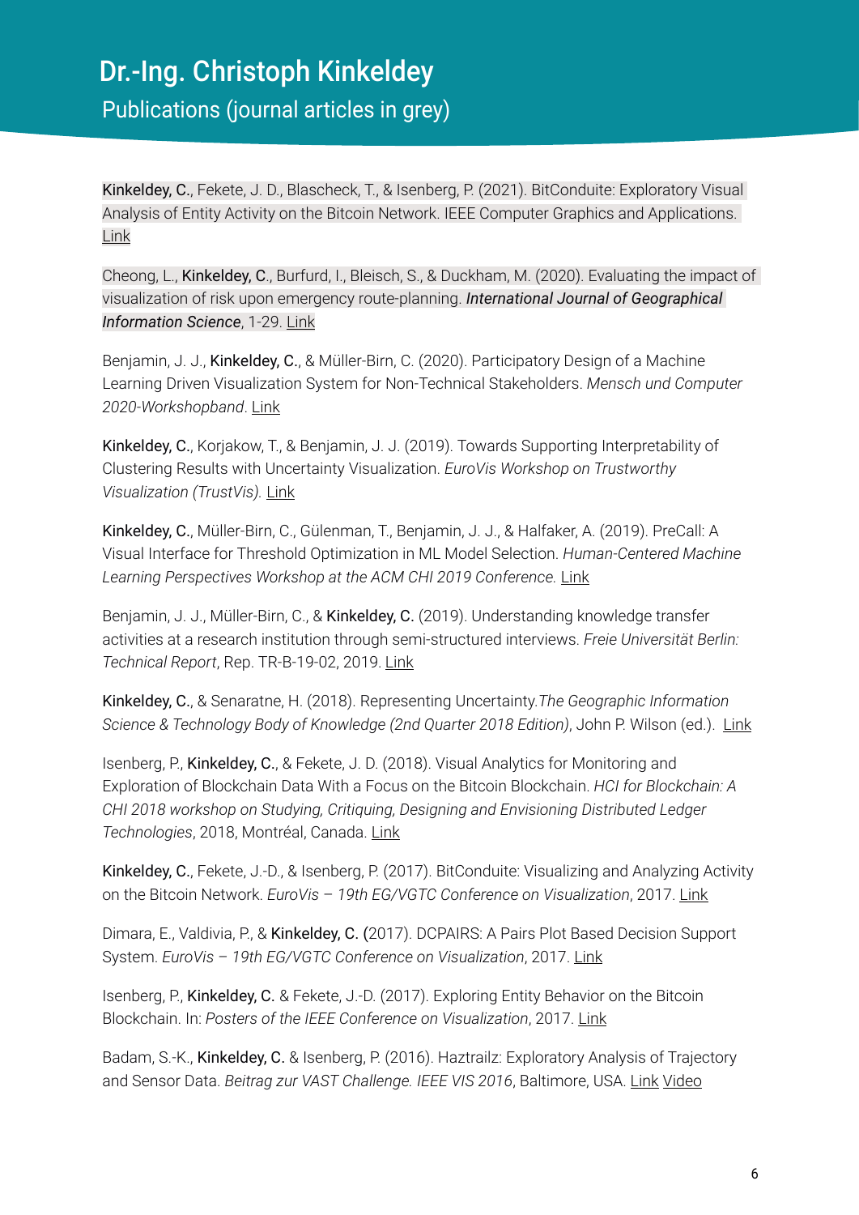# Dr.-Ing. Christoph Kinkeldey

## Publications (journal articles in grey)

Kinkeldey, C., Fekete, J. D., Blascheck, T., & Isenberg, P. (2021). BitConduite: Exploratory Visual Analysis of Entity Activity on the Bitcoin Network. IEEE Computer Graphics and Applications. Link

Cheong, L., Kinkeldey, C., Burfurd, I., Bleisch, S., & Duckham, M. (2020). Evaluating the impact of visualization of risk upon emergency route-planning. *International Journal of Geographical Information Science*, 1-29. Link

Benjamin, J. J., Kinkeldey, C., & Müller-Birn, C. (2020). Participatory Design of a Machine Learning Driven Visualization System for Non-Technical Stakeholders. *Mensch und Computer 2020-Workshopband*. Link

Kinkeldey, C., Korjakow, T., & Benjamin, J. J. (2019). Towards Supporting Interpretability of Clustering Results with Uncertainty Visualization. *EuroVis Workshop on Trustworthy Visualization (TrustVis).* Link

Kinkeldey, C., Müller-Birn, C., Gülenman, T., Benjamin, J. J., & Halfaker, A. (2019). PreCall: A Visual Interface for Threshold Optimization in ML Model Selection. *Human-Centered Machine Learning Perspectives Workshop at the ACM CHI 2019 Conference.* Link

Benjamin, J. J., Müller-Birn, C., & Kinkeldey, C. (2019). Understanding knowledge transfer activities at a research institution through semi-structured interviews. *Freie Universität Berlin: Technical Report*, Rep. TR-B-19-02, 2019. Link

Kinkeldey, C., & Senaratne, H. (2018). Representing Uncertainty.*The Geographic Information Science & Technology Body of Knowledge (2nd Quarter 2018 Edition)*, John P. Wilson (ed.). Link

Isenberg, P., Kinkeldey, C., & Fekete, J. D. (2018). Visual Analytics for Monitoring and Exploration of Blockchain Data With a Focus on the Bitcoin Blockchain. *HCI for Blockchain: A CHI 2018 workshop on Studying, Critiquing, Designing and Envisioning Distributed Ledger Technologies*, 2018, Montréal, Canada. Link

Kinkeldey, C., Fekete, J.-D., & Isenberg, P. (2017). BitConduite: Visualizing and Analyzing Activity on the Bitcoin Network. *EuroVis – 19th EG/VGTC Conference on Visualization*, 2017. Link

Dimara, E., Valdivia, P., & Kinkeldey, C. (2017). DCPAIRS: A Pairs Plot Based Decision Support System. *EuroVis – 19th EG/VGTC Conference on Visualization*, 2017. Link

Isenberg, P., Kinkeldey, C. & Fekete, J.-D. (2017). Exploring Entity Behavior on the Bitcoin Blockchain. In: *Posters of the IEEE Conference on Visualization*, 2017. Link

Badam, S.-K., Kinkeldey, C. & Isenberg, P. (2016). Haztrailz: Exploratory Analysis of Trajectory and Sensor Data. *Beitrag zur VAST Challenge. IEEE VIS 2016*, Baltimore, USA. Link Video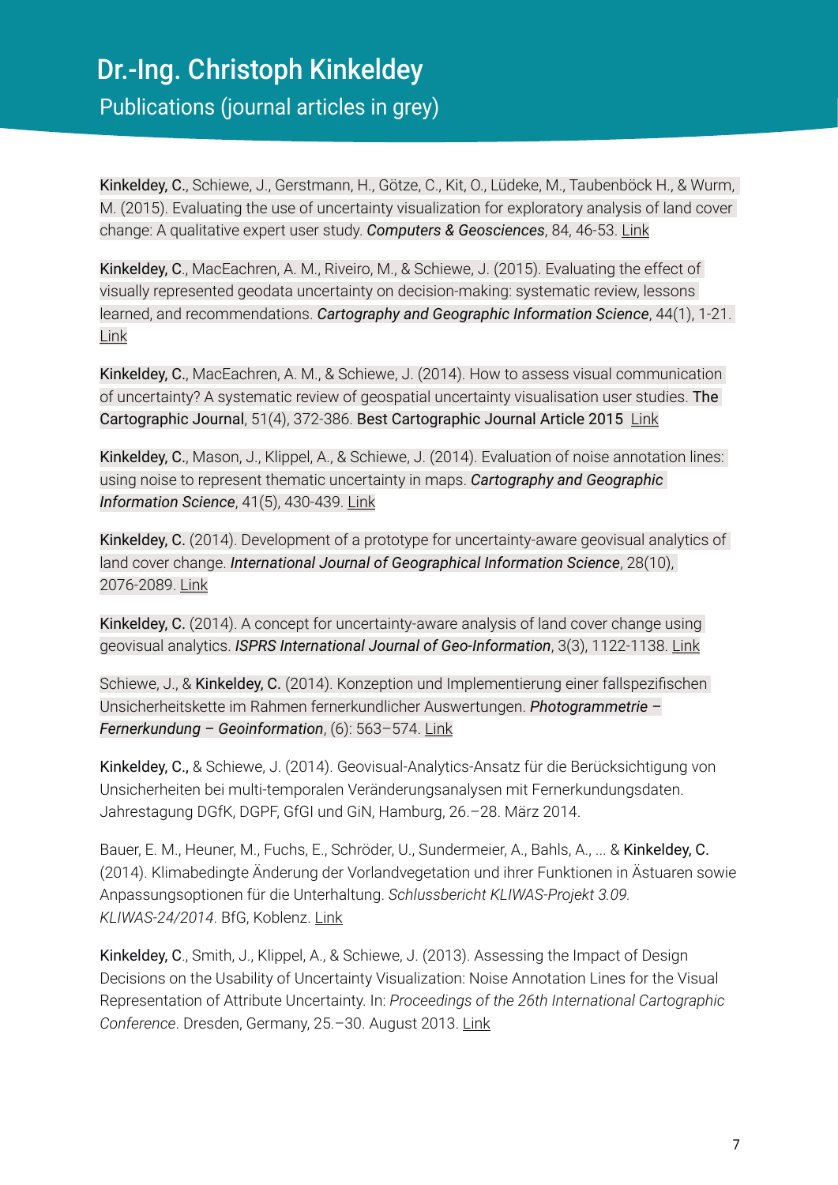# Dr.-Ing. Christoph Kinkeldey

## Publications (journal articles in grey)

**Kinkeldey, C.**, Schiewe, J., Gerstmann, H., Götze, C., Kit, O., Lüdeke, M., Taubenböck H., & Wurm, M. (2015). Evaluating the use of uncertainty visualization for exploratory analysis of land cover change: A qualitative expert user study. ***Computers & Geosciences***, 84, 46-53. Link

**Kinkeldey, C.**, MacEachren, A. M., Riveiro, M., & Schiewe, J. (2015). Evaluating the effect of visually represented geodata uncertainty on decision-making: systematic review, lessons learned, and recommendations. ***Cartography and Geographic Information Science***, 44(1), 1-21. Link

**Kinkeldey, C.**, MacEachren, A. M., & Schiewe, J. (2014). How to assess visual communication of uncertainty? A systematic review of geospatial uncertainty visualisation user studies. **The Cartographic Journal**, 51(4), 372-386. **Best Cartographic Journal Article 2015** Link

**Kinkeldey, C.**, Mason, J., Klippel, A., & Schiewe, J. (2014). Evaluation of noise annotation lines: using noise to represent thematic uncertainty in maps. ***Cartography and Geographic Information Science***, 41(5), 430-439. Link

**Kinkeldey, C.** (2014). Development of a prototype for uncertainty-aware geovisual analytics of land cover change. ***International Journal of Geographical Information Science***, 28(10), 2076-2089. Link

**Kinkeldey, C.** (2014). A concept for uncertainty-aware analysis of land cover change using geovisual analytics. ***ISPRS International Journal of Geo-Information***, 3(3), 1122-1138. Link

Schiewe, J., & **Kinkeldey, C.** (2014). Konzeption und Implementierung einer fallspezifischen Unsicherheitskette im Rahmen fernerkundlicher Auswertungen. ***Photogrammetrie – Fernerkundung – Geoinformation***, (6): 563–574. Link

**Kinkeldey, C.**, & Schiewe, J. (2014). Geovisual-Analytics-Ansatz für die Berücksichtigung von Unsicherheiten bei multi-temporalen Veränderungsanalysen mit Fernerkundungsdaten. Jahrestagung DGfK, DGPF, GfGI und GiN, Hamburg, 26.–28. März 2014.

Bauer, E. M., Heuner, M., Fuchs, E., Schröder, U., Sundermeier, A., Bahls, A., ... & **Kinkeldey, C.** (2014). Klimabedingte Änderung der Vorlandvegetation und ihrer Funktionen in Ästuaren sowie Anpassungsoptionen für die Unterhaltung. *Schlussbericht KLIWAS-Projekt 3.09. KLIWAS-24/2014*. BfG, Koblenz. Link

**Kinkeldey, C.**, Smith, J., Klippel, A., & Schiewe, J. (2013). Assessing the Impact of Design Decisions on the Usability of Uncertainty Visualization: Noise Annotation Lines for the Visual Representation of Attribute Uncertainty. In: *Proceedings of the 26th International Cartographic Conference*. Dresden, Germany, 25.–30. August 2013. Link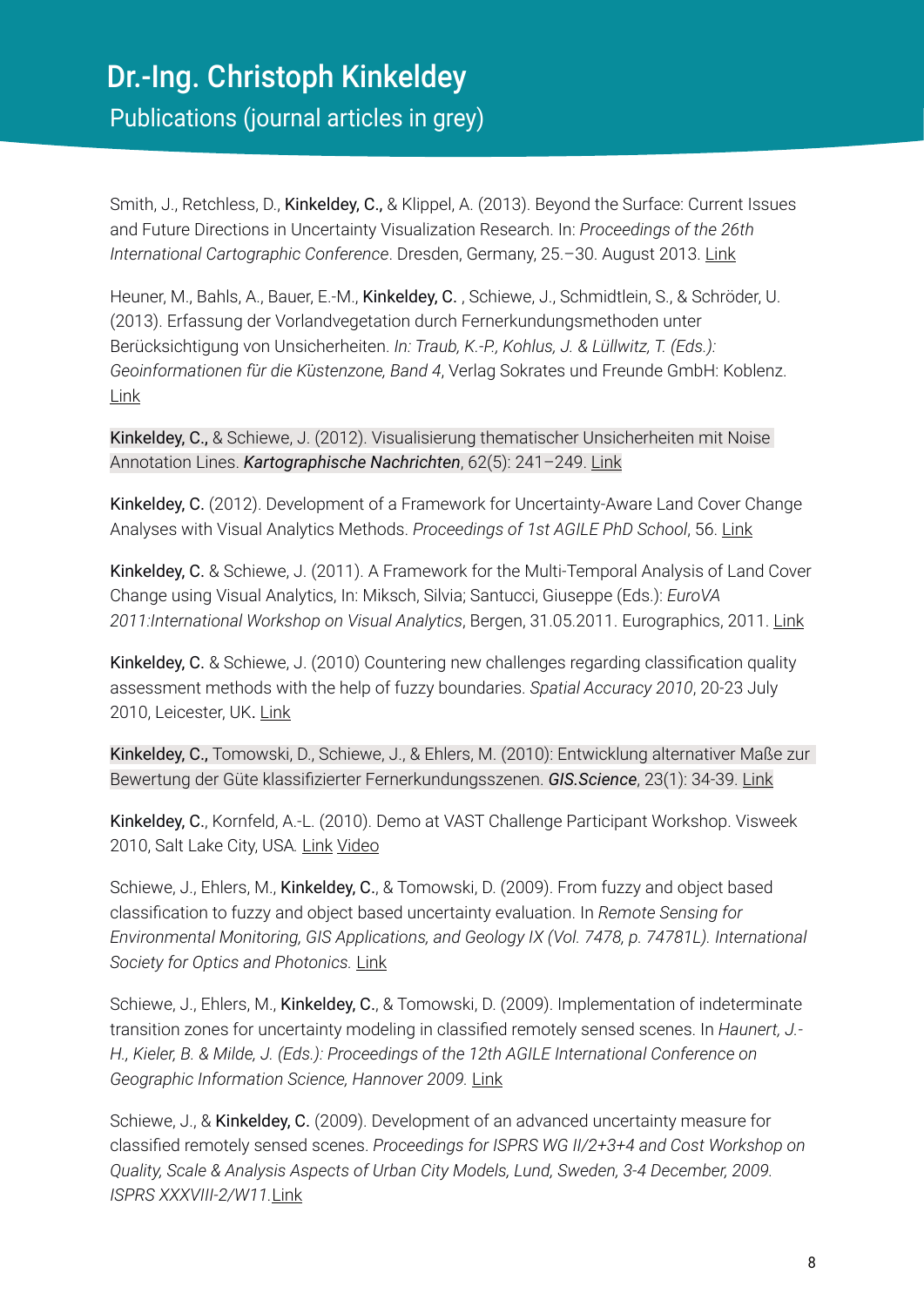# Dr.-Ing. Christoph Kinkeldey

## Publications (journal articles in grey)

Smith, J., Retchless, D., **Kinkeldey, C.,** & Klippel, A. (2013). Beyond the Surface: Current Issues and Future Directions in Uncertainty Visualization Research. In: *Proceedings of the 26th International Cartographic Conference*. Dresden, Germany, 25.–30. August 2013. Link

Heuner, M., Bahls, A., Bauer, E.-M., **Kinkeldey, C.** , Schiewe, J., Schmidtlein, S., & Schröder, U. (2013). Erfassung der Vorlandvegetation durch Fernerkundungsmethoden unter Berücksichtigung von Unsicherheiten. *In: Traub, K.-P., Kohlus, J. & Lüllwitz, T. (Eds.): Geoinformationen für die Küstenzone, Band 4*, Verlag Sokrates und Freunde GmbH: Koblenz. Link

**Kinkeldey, C.,** & Schiewe, J. (2012). Visualisierung thematischer Unsicherheiten mit Noise Annotation Lines. ***Kartographische Nachrichten***, 62(5): 241–249. Link

**Kinkeldey, C.** (2012). Development of a Framework for Uncertainty-Aware Land Cover Change Analyses with Visual Analytics Methods. *Proceedings of 1st AGILE PhD School*, 56. Link

**Kinkeldey, C.** & Schiewe, J. (2011). A Framework for the Multi-Temporal Analysis of Land Cover Change using Visual Analytics, In: Miksch, Silvia; Santucci, Giuseppe (Eds.): *EuroVA 2011:International Workshop on Visual Analytics*, Bergen, 31.05.2011. Eurographics, 2011. Link

**Kinkeldey, C.** & Schiewe, J. (2010) Countering new challenges regarding classification quality assessment methods with the help of fuzzy boundaries. *Spatial Accuracy 2010*, 20-23 July 2010, Leicester, UK. Link

**Kinkeldey, C.,** Tomowski, D., Schiewe, J., & Ehlers, M. (2010): Entwicklung alternativer Maße zur Bewertung der Güte klassifizierter Fernerkundungsszenen. ***GIS.Science***, 23(1): 34-39. Link

**Kinkeldey, C.**, Kornfeld, A.-L. (2010). Demo at VAST Challenge Participant Workshop. Visweek 2010, Salt Lake City, USA. Link Video

Schiewe, J., Ehlers, M., **Kinkeldey, C.**, & Tomowski, D. (2009). From fuzzy and object based classification to fuzzy and object based uncertainty evaluation. In *Remote Sensing for Environmental Monitoring, GIS Applications, and Geology IX (Vol. 7478, p. 74781L). International Society for Optics and Photonics.* Link

Schiewe, J., Ehlers, M., **Kinkeldey, C.**, & Tomowski, D. (2009). Implementation of indeterminate transition zones for uncertainty modeling in classified remotely sensed scenes. In *Haunert, J.-H., Kieler, B. & Milde, J. (Eds.): Proceedings of the 12th AGILE International Conference on Geographic Information Science, Hannover 2009.* Link

Schiewe, J., & **Kinkeldey, C.** (2009). Development of an advanced uncertainty measure for classified remotely sensed scenes. *Proceedings for ISPRS WG II/2+3+4 and Cost Workshop on Quality, Scale & Analysis Aspects of Urban City Models, Lund, Sweden, 3-4 December, 2009. ISPRS XXXVIII-2/W11.*Link